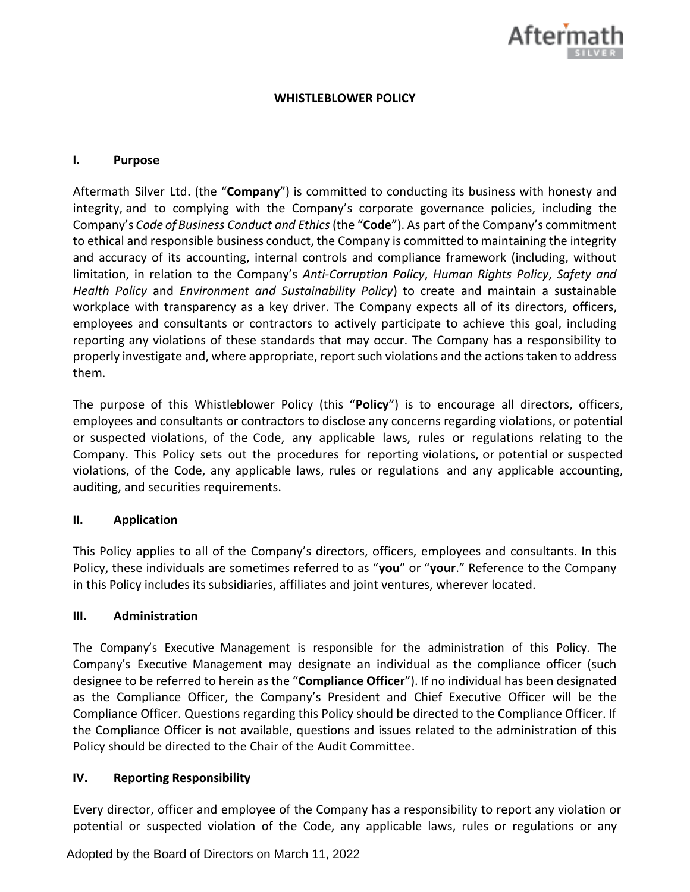# WHISTLEBLOWER POLICY

## I. Purpose

Aftermath Silver Ltd. (the "**Company**") is committed to conducting its business with honesty and integrity, and to complying with the Company's corporate governance policies, including the Company's *Code of Business Conduct and Ethics* (the "**Code**"). As part of the Company's commitment to ethical and responsible business conduct, the Company is committed to maintaining the integrity and accuracy of its accounting, internal controls and compliance framework (including, without limitation, in relation to the Company's *Anti-Corruption Policy*, *Human Rights Policy*, *Safety and Health Policy* and *Environment and Sustainability Policy*) to create and maintain a sustainable workplace with transparency as a key driver. The Company expects all of its directors, officers, employees and consultants or contractors to actively participate to achieve this goal, including reporting any violations of these standards that may occur. The Company has a responsibility to properly investigate and, where appropriate, report such violations and the actions taken to address them.

The purpose of this Whistleblower Policy (this "**Policy**") is to encourage all directors, officers, employees and consultants or contractors to disclose any concerns regarding violations, or potential or suspected violations, of the Code, any applicable laws, rules or regulations relating to the Company. This Policy sets out the procedures for reporting violations, or potential or suspected violations, of the Code, any applicable laws, rules or regulations and any applicable accounting, auditing, and securities requirements.

## II. Application

This Policy applies to all of the Company's directors, officers, employees and consultants. In this Policy, these individuals are sometimes referred to as "**you**" or "**your**." Reference to the Company in this Policy includes its subsidiaries, affiliates and joint ventures, wherever located.

## III. Administration

The Company's Executive Management is responsible for the administration of this Policy. The Company's Executive Management may designate an individual as the compliance officer (such designee to be referred to herein as the "**Compliance Officer**"). If no individual has been designated as the Compliance Officer, the Company's President and Chief Executive Officer will be the Compliance Officer. Questions regarding this Policy should be directed to the Compliance Officer. If the Compliance Officer is not available, questions and issues related to the administration of this Policy should be directed to the Chair of the Audit Committee.

## IV. Reporting Responsibility

Every director, officer and employee of the Company has a responsibility to report any violation or potential or suspected violation of the Code, any applicable laws, rules or regulations or any

Adopted by the Board of Directors on March 11, 2022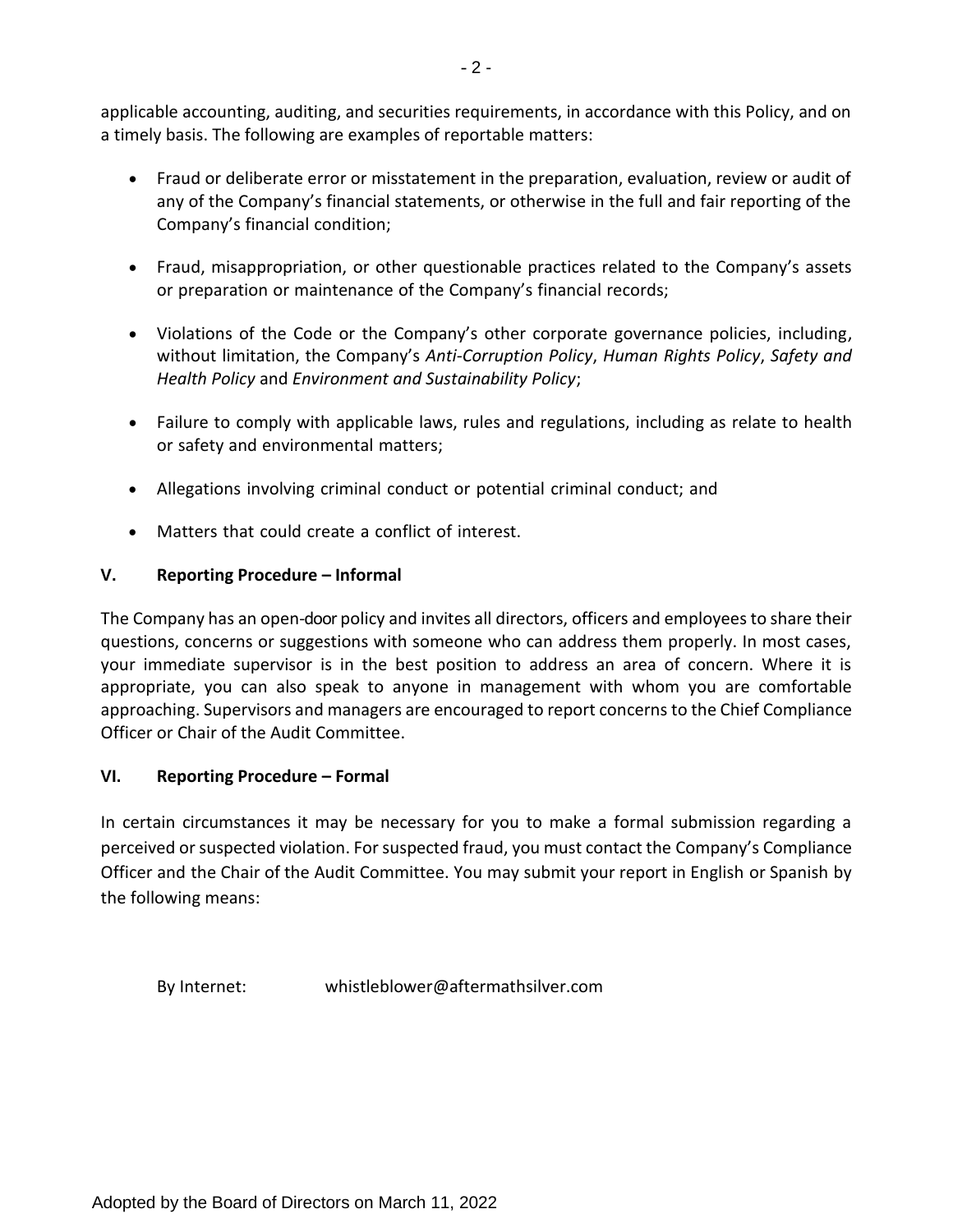applicable accounting, auditing, and securities requirements, in accordance with this Policy, and on a timely basis. The following are examples of reportable matters:

- Fraud or deliberate error or misstatement in the preparation, evaluation, review or audit of any of the Company's financial statements, or otherwise in the full and fair reporting of the Company's financial condition;
- Fraud, misappropriation, or other questionable practices related to the Company's assets or preparation or maintenance of the Company's financial records;
- Violations of the Code or the Company's other corporate governance policies, including, without limitation, the Company's *Anti-Corruption Policy*, *Human Rights Policy*, *Safety and Health Policy* and *Environment and Sustainability Policy*;
- Failure to comply with applicable laws, rules and regulations, including as relate to health or safety and environmental matters;
- Allegations involving criminal conduct or potential criminal conduct; and
- Matters that could create a conflict of interest.

## V. Reporting Procedure – Informal

The Company has an open-door policy and invites all directors, officers and employees to share their questions, concerns or suggestions with someone who can address them properly. In most cases, your immediate supervisor is in the best position to address an area of concern. Where it is appropriate, you can also speak to anyone in management with whom you are comfortable approaching. Supervisors and managers are encouraged to report concerns to the Chief Compliance Officer or Chair of the Audit Committee.

## VI. Reporting Procedure – Formal

In certain circumstances it may be necessary for you to make a formal submission regarding a perceived or suspected violation. For suspected fraud, you must contact the Company's Compliance Officer and the Chair of the Audit Committee. You may submit your report in English or Spanish by the following means:

By Internet: whistleblower@aftermathsilver.com

Adopted by the Board of Directors on March 11, 2022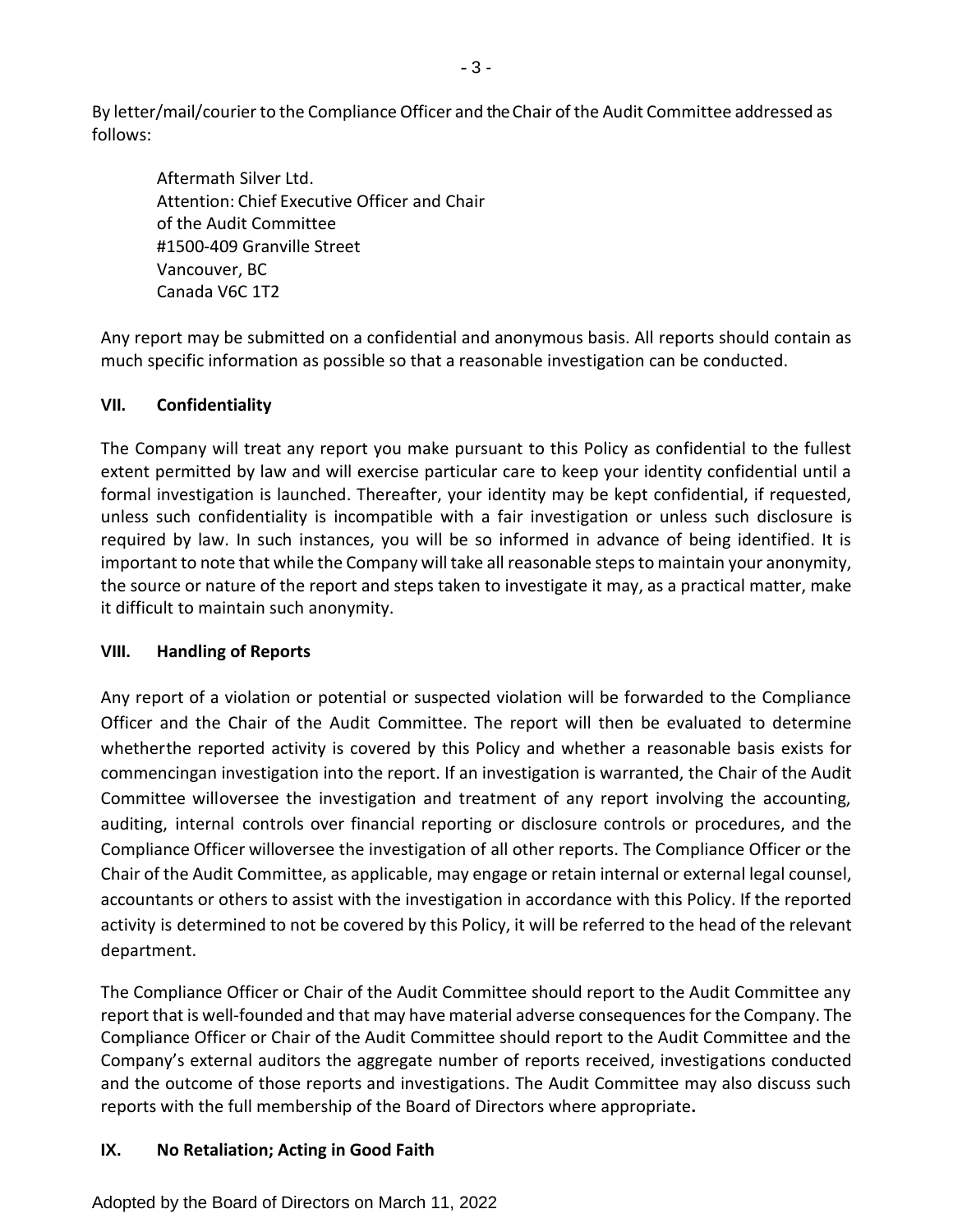By letter/mail/courier to the Compliance Officer and the Chair of the Audit Committee addressed as follows:

Aftermath Silver Ltd.
Attention: Chief Executive Officer and Chair
of the Audit Committee
#1500-409 Granville Street
Vancouver, BC
Canada V6C 1T2

Any report may be submitted on a confidential and anonymous basis. All reports should contain as much specific information as possible so that a reasonable investigation can be conducted.

## VII. Confidentiality

The Company will treat any report you make pursuant to this Policy as confidential to the fullest extent permitted by law and will exercise particular care to keep your identity confidential until a formal investigation is launched. Thereafter, your identity may be kept confidential, if requested, unless such confidentiality is incompatible with a fair investigation or unless such disclosure is required by law. In such instances, you will be so informed in advance of being identified. It is important to note that while the Company will take all reasonable steps to maintain your anonymity, the source or nature of the report and steps taken to investigate it may, as a practical matter, make it difficult to maintain such anonymity.

## VIII. Handling of Reports

Any report of a violation or potential or suspected violation will be forwarded to the Compliance Officer and the Chair of the Audit Committee. The report will then be evaluated to determine whetherthe reported activity is covered by this Policy and whether a reasonable basis exists for commencingan investigation into the report. If an investigation is warranted, the Chair of the Audit Committee willoversee the investigation and treatment of any report involving the accounting, auditing, internal controls over financial reporting or disclosure controls or procedures, and the Compliance Officer willoversee the investigation of all other reports. The Compliance Officer or the Chair of the Audit Committee, as applicable, may engage or retain internal or external legal counsel, accountants or others to assist with the investigation in accordance with this Policy. If the reported activity is determined to not be covered by this Policy, it will be referred to the head of the relevant department.

The Compliance Officer or Chair of the Audit Committee should report to the Audit Committee any report that is well-founded and that may have material adverse consequences for the Company. The Compliance Officer or Chair of the Audit Committee should report to the Audit Committee and the Company's external auditors the aggregate number of reports received, investigations conducted and the outcome of those reports and investigations. The Audit Committee may also discuss such reports with the full membership of the Board of Directors where appropriate**.**

## IX. No Retaliation; Acting in Good Faith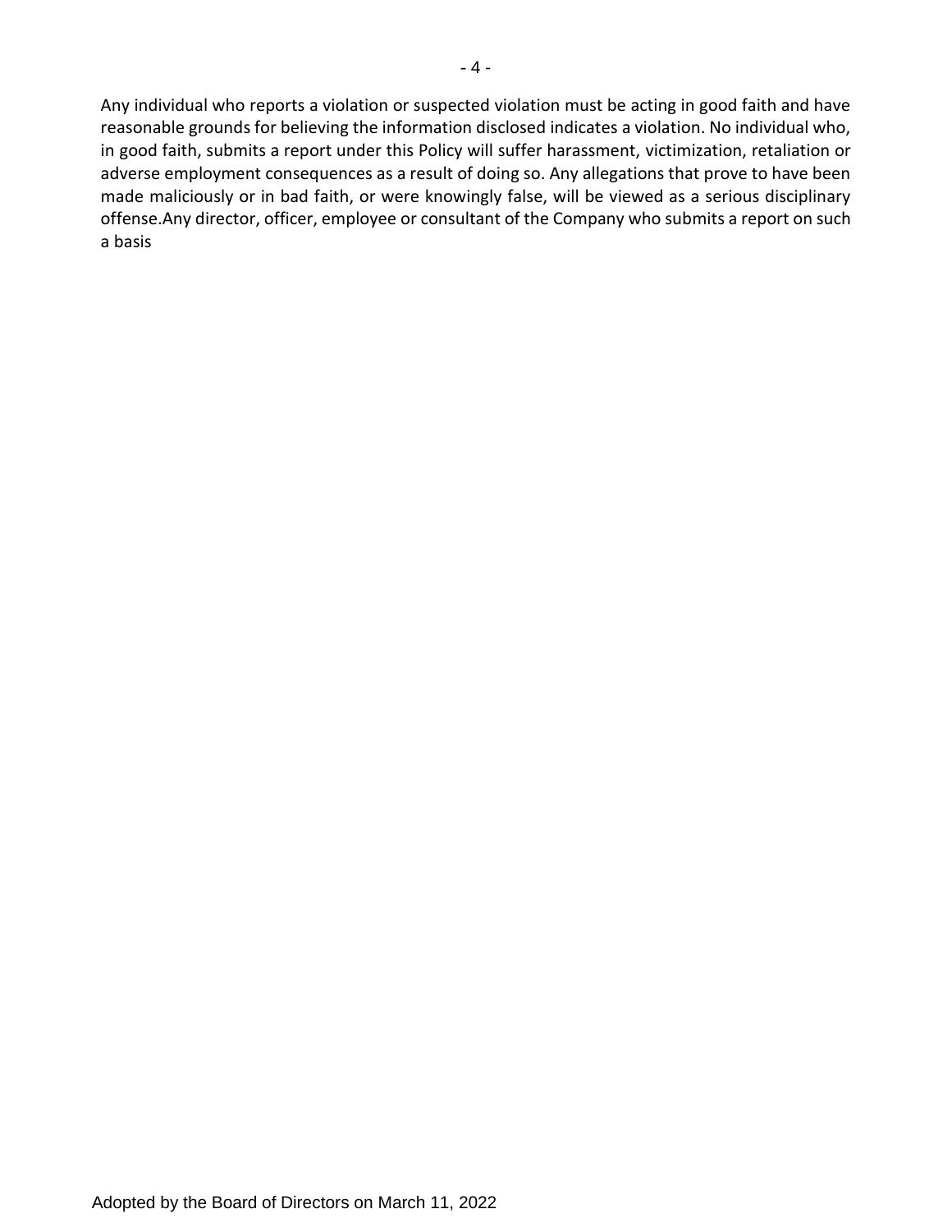Any individual who reports a violation or suspected violation must be acting in good faith and have reasonable grounds for believing the information disclosed indicates a violation. No individual who, in good faith, submits a report under this Policy will suffer harassment, victimization, retaliation or adverse employment consequences as a result of doing so. Any allegations that prove to have been made maliciously or in bad faith, or were knowingly false, will be viewed as a serious disciplinary offense.Any director, officer, employee or consultant of the Company who submits a report on such a basis

Adopted by the Board of Directors on March 11, 2022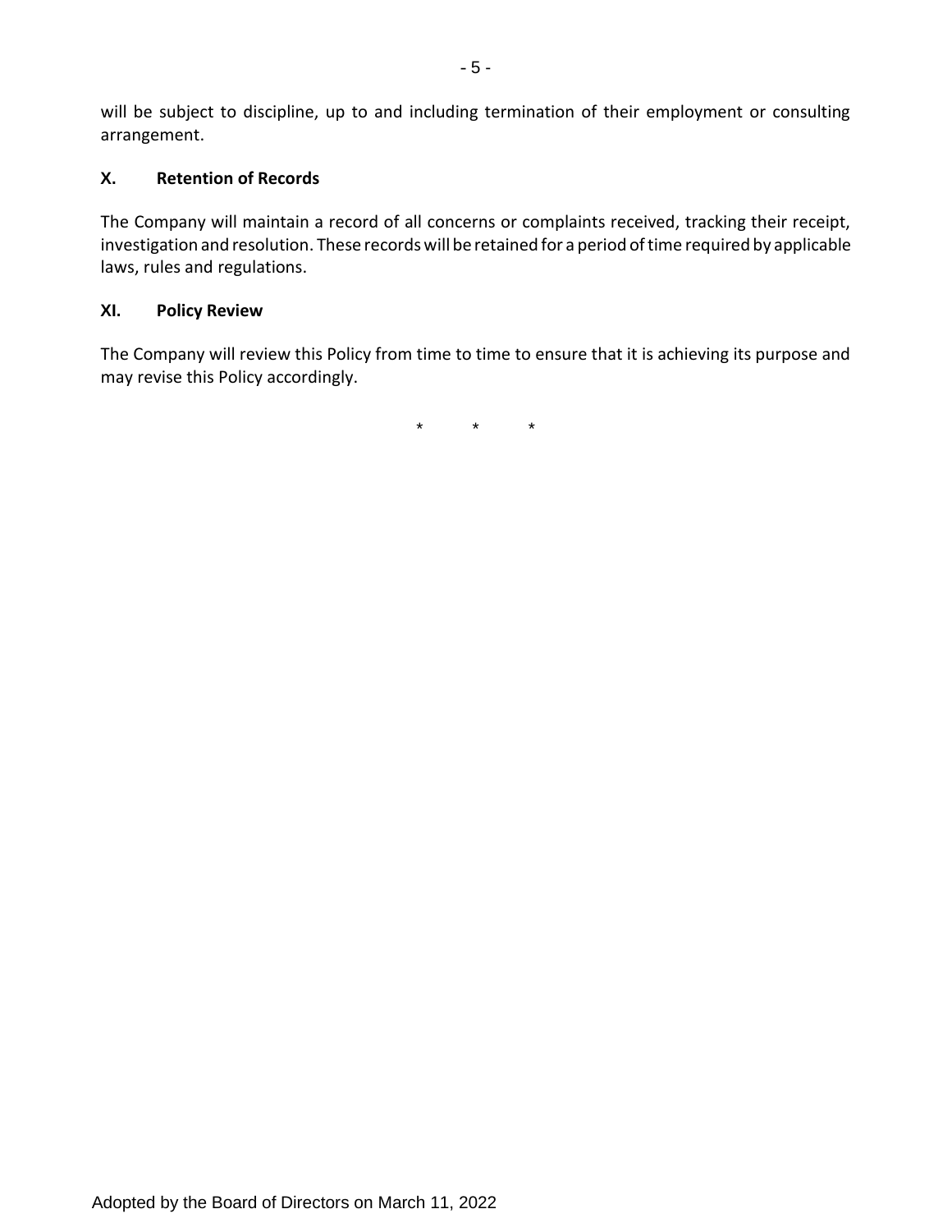will be subject to discipline, up to and including termination of their employment or consulting arrangement.

## X. Retention of Records

The Company will maintain a record of all concerns or complaints received, tracking their receipt, investigation and resolution. These records will be retained for a period of time required by applicable laws, rules and regulations.

## XI. Policy Review

The Company will review this Policy from time to time to ensure that it is achieving its purpose and may revise this Policy accordingly.

\* \* \*

Adopted by the Board of Directors on March 11, 2022